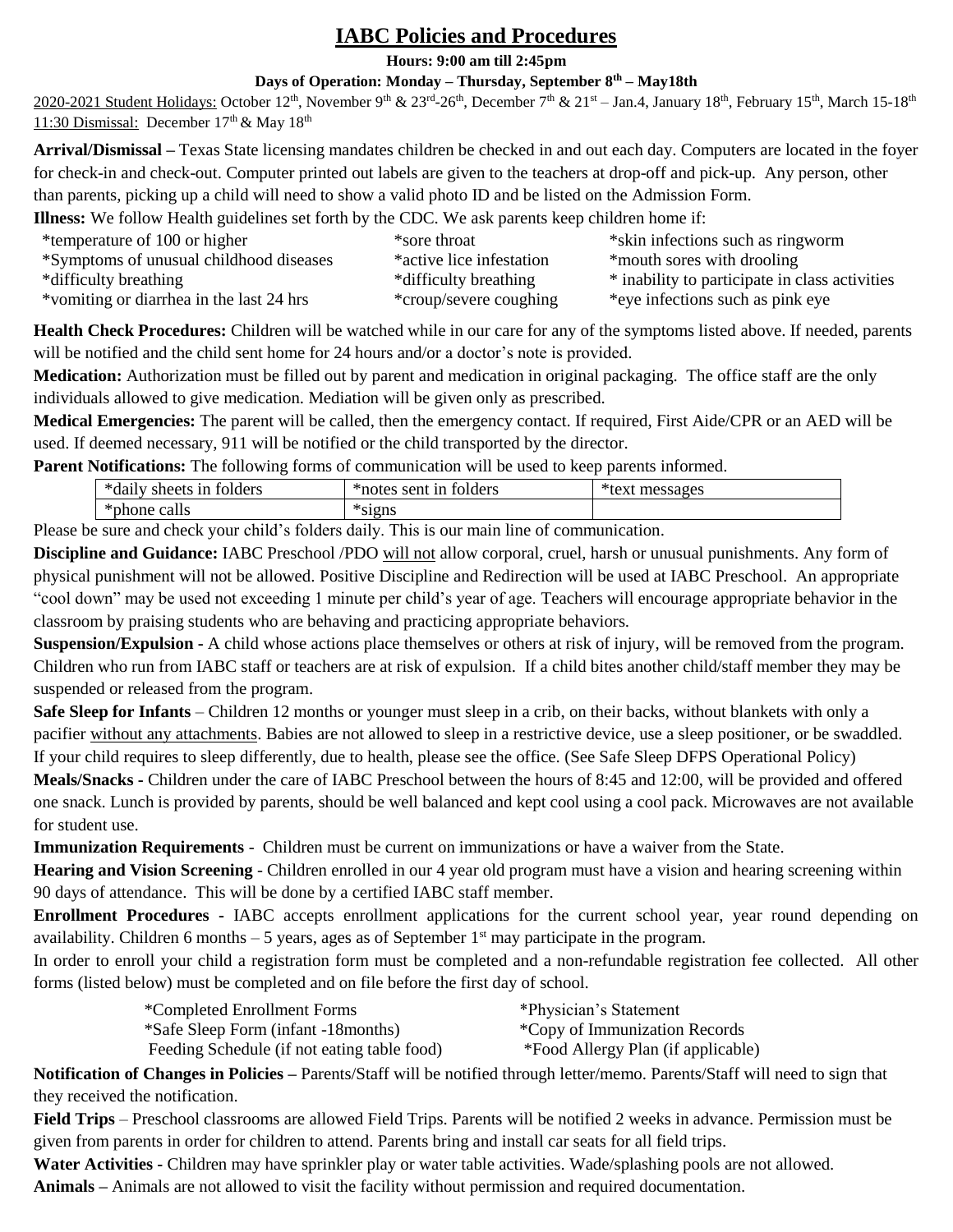# IABC Policies and Procedures

**Hours: 9:00 am till 2:45pm**

**Days of Operation: Monday – Thursday, September 8th – May18th**

2020-2021 Student Holidays: October 12th, November 9th & 23rd-26th, December 7th & 21st – Jan.4, January 18th, February 15th, March 15-18th
11:30 Dismissal: December 17th & May 18th

**Arrival/Dismissal –** Texas State licensing mandates children be checked in and out each day. Computers are located in the foyer for check-in and check-out. Computer printed out labels are given to the teachers at drop-off and pick-up. Any person, other than parents, picking up a child will need to show a valid photo ID and be listed on the Admission Form.

**Illness:** We follow Health guidelines set forth by the CDC. We ask parents keep children home if:

- *temperature of 100 or higher
- *Symptoms of unusual childhood diseases
- *difficulty breathing
- *vomiting or diarrhea in the last 24 hrs
- *sore throat
- *active lice infestation
- *difficulty breathing
- *croup/severe coughing
- *skin infections such as ringworm
- *mouth sores with drooling
- * inability to participate in class activities
- *eye infections such as pink eye

**Health Check Procedures:** Children will be watched while in our care for any of the symptoms listed above. If needed, parents will be notified and the child sent home for 24 hours and/or a doctor's note is provided.

**Medication:** Authorization must be filled out by parent and medication in original packaging. The office staff are the only individuals allowed to give medication. Mediation will be given only as prescribed.

**Medical Emergencies:** The parent will be called, then the emergency contact. If required, First Aide/CPR or an AED will be used. If deemed necessary, 911 will be notified or the child transported by the director.

**Parent Notifications:** The following forms of communication will be used to keep parents informed.

| *daily sheets in folders | *notes sent in folders | *text messages |
|---|---|---|
| *phone calls | *signs | |

Please be sure and check your child's folders daily. This is our main line of communication.

**Discipline and Guidance:** IABC Preschool /PDO will not allow corporal, cruel, harsh or unusual punishments. Any form of physical punishment will not be allowed. Positive Discipline and Redirection will be used at IABC Preschool. An appropriate "cool down" may be used not exceeding 1 minute per child's year of age. Teachers will encourage appropriate behavior in the classroom by praising students who are behaving and practicing appropriate behaviors.

**Suspension/Expulsion -** A child whose actions place themselves or others at risk of injury, will be removed from the program. Children who run from IABC staff or teachers are at risk of expulsion. If a child bites another child/staff member they may be suspended or released from the program.

**Safe Sleep for Infants** – Children 12 months or younger must sleep in a crib, on their backs, without blankets with only a pacifier without any attachments. Babies are not allowed to sleep in a restrictive device, use a sleep positioner, or be swaddled. If your child requires to sleep differently, due to health, please see the office. (See Safe Sleep DFPS Operational Policy)

**Meals/Snacks -** Children under the care of IABC Preschool between the hours of 8:45 and 12:00, will be provided and offered one snack. Lunch is provided by parents, should be well balanced and kept cool using a cool pack. Microwaves are not available for student use.

**Immunization Requirements** - Children must be current on immunizations or have a waiver from the State.

**Hearing and Vision Screening** - Children enrolled in our 4 year old program must have a vision and hearing screening within 90 days of attendance. This will be done by a certified IABC staff member.

**Enrollment Procedures -** IABC accepts enrollment applications for the current school year, year round depending on availability. Children 6 months – 5 years, ages as of September 1st may participate in the program.

In order to enroll your child a registration form must be completed and a non-refundable registration fee collected. All other forms (listed below) must be completed and on file before the first day of school.

- *Completed Enrollment Forms
- *Safe Sleep Form (infant -18months)
- Feeding Schedule (if not eating table food)
- *Physician's Statement
- *Copy of Immunization Records
- *Food Allergy Plan (if applicable)

**Notification of Changes in Policies –** Parents/Staff will be notified through letter/memo. Parents/Staff will need to sign that they received the notification.

**Field Trips** – Preschool classrooms are allowed Field Trips. Parents will be notified 2 weeks in advance. Permission must be given from parents in order for children to attend. Parents bring and install car seats for all field trips.

**Water Activities -** Children may have sprinkler play or water table activities. Wade/splashing pools are not allowed.

**Animals –** Animals are not allowed to visit the facility without permission and required documentation.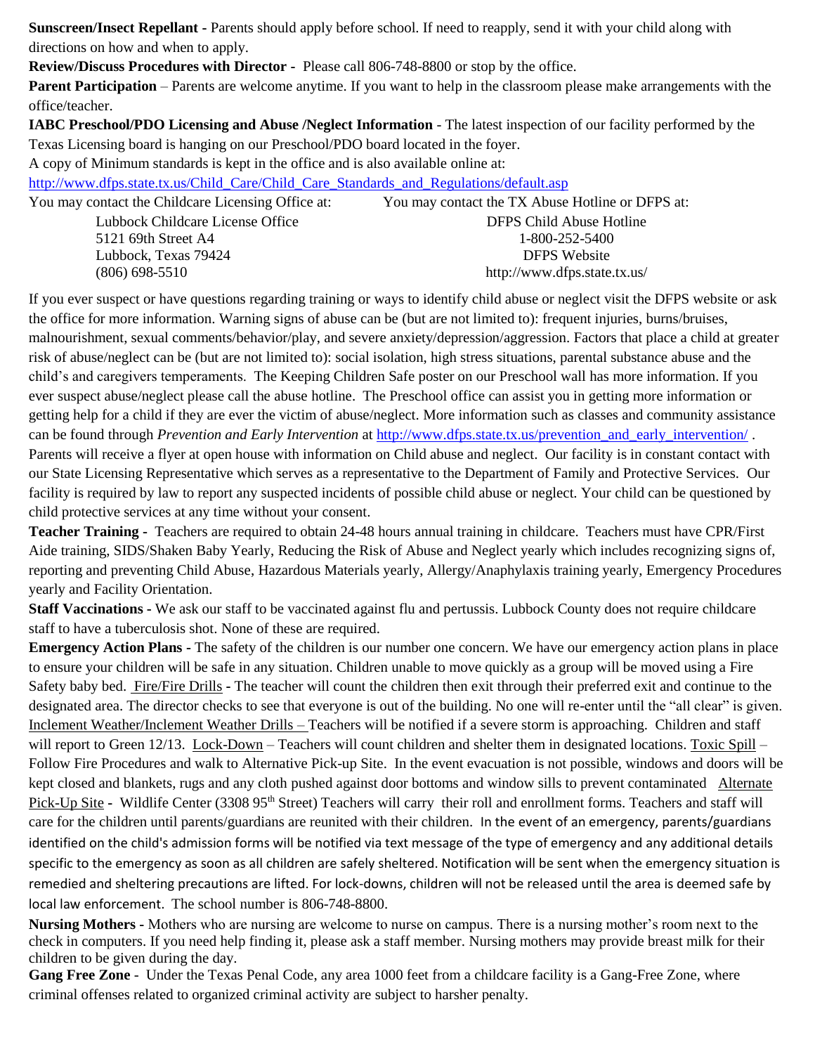**Sunscreen/Insect Repellant** - Parents should apply before school. If need to reapply, send it with your child along with directions on how and when to apply.

**Review/Discuss Procedures with Director** - Please call 806-748-8800 or stop by the office.

**Parent Participation** – Parents are welcome anytime. If you want to help in the classroom please make arrangements with the office/teacher.

**IABC Preschool/PDO Licensing and Abuse /Neglect Information** - The latest inspection of our facility performed by the Texas Licensing board is hanging on our Preschool/PDO board located in the foyer.

A copy of Minimum standards is kept in the office and is also available online at: http://www.dfps.state.tx.us/Child_Care/Child_Care_Standards_and_Regulations/default.asp

You may contact the Childcare Licensing Office at:

Lubbock Childcare License Office
5121 69th Street A4
Lubbock, Texas 79424
(806) 698-5510

You may contact the TX Abuse Hotline or DFPS at:

DFPS Child Abuse Hotline
1-800-252-5400
DFPS Website
http://www.dfps.state.tx.us/

If you ever suspect or have questions regarding training or ways to identify child abuse or neglect visit the DFPS website or ask the office for more information. Warning signs of abuse can be (but are not limited to): frequent injuries, burns/bruises, malnourishment, sexual comments/behavior/play, and severe anxiety/depression/aggression. Factors that place a child at greater risk of abuse/neglect can be (but are not limited to): social isolation, high stress situations, parental substance abuse and the child's and caregivers temperaments. The Keeping Children Safe poster on our Preschool wall has more information. If you ever suspect abuse/neglect please call the abuse hotline. The Preschool office can assist you in getting more information or getting help for a child if they are ever the victim of abuse/neglect. More information such as classes and community assistance can be found through *Prevention and Early Intervention* at http://www.dfps.state.tx.us/prevention_and_early_intervention/ . Parents will receive a flyer at open house with information on Child abuse and neglect. Our facility is in constant contact with our State Licensing Representative which serves as a representative to the Department of Family and Protective Services. Our facility is required by law to report any suspected incidents of possible child abuse or neglect. Your child can be questioned by child protective services at any time without your consent.

**Teacher Training** - Teachers are required to obtain 24-48 hours annual training in childcare. Teachers must have CPR/First Aide training, SIDS/Shaken Baby Yearly, Reducing the Risk of Abuse and Neglect yearly which includes recognizing signs of, reporting and preventing Child Abuse, Hazardous Materials yearly, Allergy/Anaphylaxis training yearly, Emergency Procedures yearly and Facility Orientation.

**Staff Vaccinations** - We ask our staff to be vaccinated against flu and pertussis. Lubbock County does not require childcare staff to have a tuberculosis shot. None of these are required.

**Emergency Action Plans** - The safety of the children is our number one concern. We have our emergency action plans in place to ensure your children will be safe in any situation. Children unable to move quickly as a group will be moved using a Fire Safety baby bed. Fire/Fire Drills - The teacher will count the children then exit through their preferred exit and continue to the designated area. The director checks to see that everyone is out of the building. No one will re-enter until the "all clear" is given. Inclement Weather/Inclement Weather Drills – Teachers will be notified if a severe storm is approaching. Children and staff will report to Green 12/13. Lock-Down – Teachers will count children and shelter them in designated locations. Toxic Spill – Follow Fire Procedures and walk to Alternative Pick-up Site. In the event evacuation is not possible, windows and doors will be kept closed and blankets, rugs and any cloth pushed against door bottoms and window sills to prevent contaminated Alternate Pick-Up Site - Wildlife Center (3308 95th Street) Teachers will carry their roll and enrollment forms. Teachers and staff will care for the children until parents/guardians are reunited with their children. In the event of an emergency, parents/guardians identified on the child's admission forms will be notified via text message of the type of emergency and any additional details specific to the emergency as soon as all children are safely sheltered. Notification will be sent when the emergency situation is remedied and sheltering precautions are lifted. For lock-downs, children will not be released until the area is deemed safe by local law enforcement. The school number is 806-748-8800.

**Nursing Mothers** - Mothers who are nursing are welcome to nurse on campus. There is a nursing mother's room next to the check in computers. If you need help finding it, please ask a staff member. Nursing mothers may provide breast milk for their children to be given during the day.

**Gang Free Zone** - Under the Texas Penal Code, any area 1000 feet from a childcare facility is a Gang-Free Zone, where criminal offenses related to organized criminal activity are subject to harsher penalty.